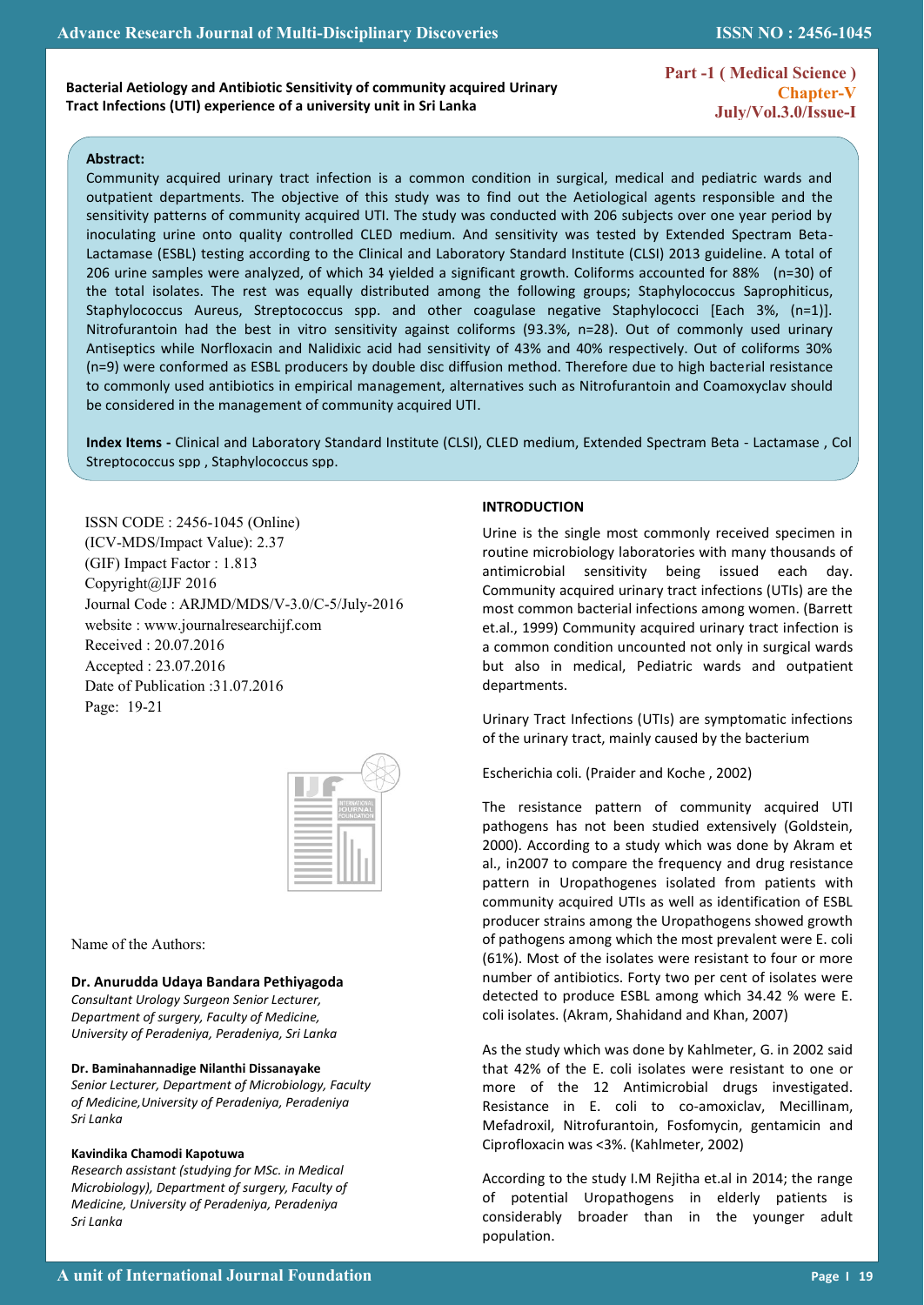**Bacterial Aetiology and Antibiotic Sensitivity of community acquired Urinary Tract Infections (UTI) experience of a university unit in Sri Lanka**

Part -1 ( Medical Science )
Chapter-V
July/Vol.3.0/Issue-I

**Abstract:**

Community acquired urinary tract infection is a common condition in surgical, medical and pediatric wards and outpatient departments. The objective of this study was to find out the Aetiological agents responsible and the sensitivity patterns of community acquired UTI. The study was conducted with 206 subjects over one year period by inoculating urine onto quality controlled CLED medium. And sensitivity was tested by Extended Spectram Beta-Lactamase (ESBL) testing according to the Clinical and Laboratory Standard Institute (CLSI) 2013 guideline. A total of 206 urine samples were analyzed, of which 34 yielded a significant growth. Coliforms accounted for 88% (n=30) of the total isolates. The rest was equally distributed among the following groups; Staphylococcus Saprophiticus, Staphylococcus Aureus, Streptococcus spp. and other coagulase negative Staphylococci [Each 3%, (n=1)]. Nitrofurantoin had the best in vitro sensitivity against coliforms (93.3%, n=28). Out of commonly used urinary Antiseptics while Norfloxacin and Nalidixic acid had sensitivity of 43% and 40% respectively. Out of coliforms 30% (n=9) were conformed as ESBL producers by double disc diffusion method. Therefore due to high bacterial resistance to commonly used antibiotics in empirical management, alternatives such as Nitrofurantoin and Coamoxyclav should be considered in the management of community acquired UTI.

**Index Items -** Clinical and Laboratory Standard Institute (CLSI), CLED medium, Extended Spectram Beta - Lactamase , Col Streptococcus spp , Staphylococcus spp.

ISSN CODE : 2456-1045 (Online)
(ICV-MDS/Impact Value): 2.37
(GIF) Impact Factor : 1.813
Copyright@IJF 2016
Journal Code : ARJMD/MDS/V-3.0/C-5/July-2016
website : www.journalresearchijf.com
Received : 20.07.2016
Accepted : 23.07.2016
Date of Publication :31.07.2016
Page: 19-21

Name of the Authors:

**Dr. Anurudda Udaya Bandara Pethiyagoda**
*Consultant Urology Surgeon Senior Lecturer, Department of surgery, Faculty of Medicine, University of Peradeniya, Peradeniya, Sri Lanka*

**Dr. Baminahannadige Nilanthi Dissanayake**
*Senior Lecturer, Department of Microbiology, Faculty of Medicine,University of Peradeniya, Peradeniya Sri Lanka*

**Kavindika Chamodi Kapotuwa**
*Research assistant (studying for MSc. in Medical Microbiology), Department of surgery, Faculty of Medicine, University of Peradeniya, Peradeniya Sri Lanka*

## INTRODUCTION

Urine is the single most commonly received specimen in routine microbiology laboratories with many thousands of antimicrobial sensitivity being issued each day. Community acquired urinary tract infections (UTIs) are the most common bacterial infections among women. (Barrett et.al., 1999) Community acquired urinary tract infection is a common condition uncounted not only in surgical wards but also in medical, Pediatric wards and outpatient departments.

Urinary Tract Infections (UTIs) are symptomatic infections of the urinary tract, mainly caused by the bacterium

Escherichia coli. (Praider and Koche , 2002)

The resistance pattern of community acquired UTI pathogens has not been studied extensively (Goldstein, 2000). According to a study which was done by Akram et al., in2007 to compare the frequency and drug resistance pattern in Uropathogenes isolated from patients with community acquired UTIs as well as identification of ESBL producer strains among the Uropathogens showed growth of pathogens among which the most prevalent were E. coli (61%). Most of the isolates were resistant to four or more number of antibiotics. Forty two per cent of isolates were detected to produce ESBL among which 34.42 % were E. coli isolates. (Akram, Shahidand and Khan, 2007)

As the study which was done by Kahlmeter, G. in 2002 said that 42% of the E. coli isolates were resistant to one or more of the 12 Antimicrobial drugs investigated. Resistance in E. coli to co-amoxiclav, Mecillinam, Mefadroxil, Nitrofurantoin, Fosfomycin, gentamicin and Ciprofloxacin was <3%. (Kahlmeter, 2002)

According to the study I.M Rejitha et.al in 2014; the range of potential Uropathogens in elderly patients is considerably broader than in the younger adult population.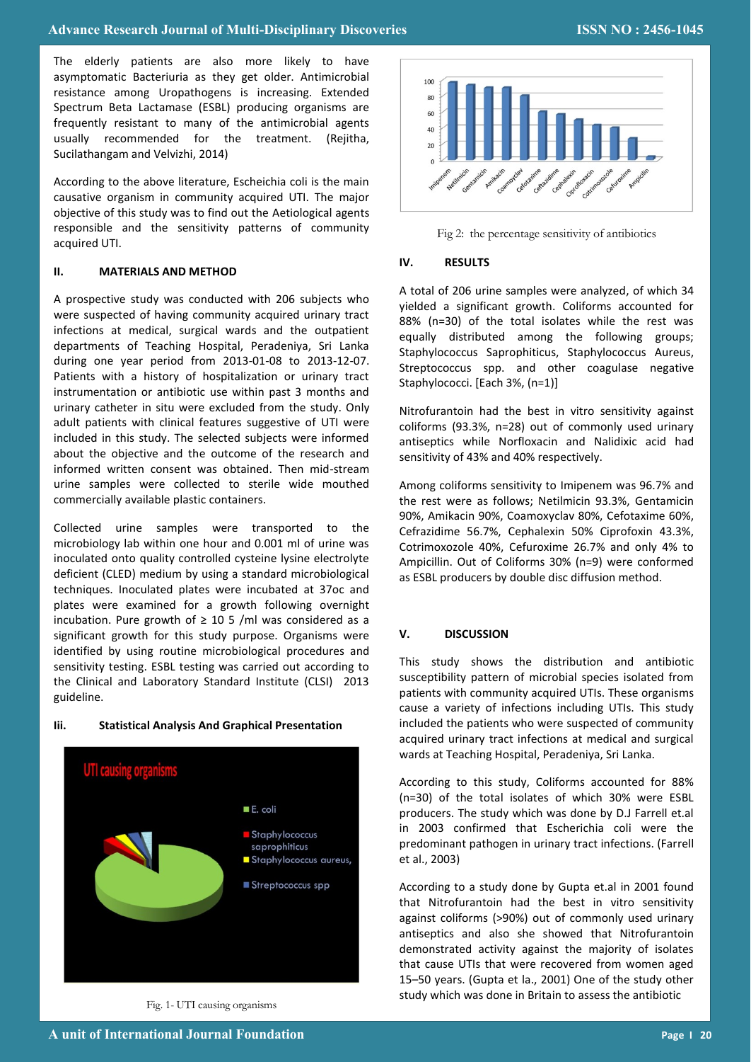The elderly patients are also more likely to have asymptomatic Bacteriuria as they get older. Antimicrobial resistance among Uropathogens is increasing. Extended Spectrum Beta Lactamase (ESBL) producing organisms are frequently resistant to many of the antimicrobial agents usually recommended for the treatment. (Rejitha, Sucilathangam and Velvizhi, 2014)

According to the above literature, Escheichia coli is the main causative organism in community acquired UTI. The major objective of this study was to find out the Aetiological agents responsible and the sensitivity patterns of community acquired UTI.

## II. MATERIALS AND METHOD

A prospective study was conducted with 206 subjects who were suspected of having community acquired urinary tract infections at medical, surgical wards and the outpatient departments of Teaching Hospital, Peradeniya, Sri Lanka during one year period from 2013-01-08 to 2013-12-07. Patients with a history of hospitalization or urinary tract instrumentation or antibiotic use within past 3 months and urinary catheter in situ were excluded from the study. Only adult patients with clinical features suggestive of UTI were included in this study. The selected subjects were informed about the objective and the outcome of the research and informed written consent was obtained. Then mid-stream urine samples were collected to sterile wide mouthed commercially available plastic containers.

Collected urine samples were transported to the microbiology lab within one hour and 0.001 ml of urine was inoculated onto quality controlled cysteine lysine electrolyte deficient (CLED) medium by using a standard microbiological techniques. Inoculated plates were incubated at 37oc and plates were examined for a growth following overnight incubation. Pure growth of ≥ 10 5 /ml was considered as a significant growth for this study purpose. Organisms were identified by using routine microbiological procedures and sensitivity testing. ESBL testing was carried out according to the Clinical and Laboratory Standard Institute (CLSI) 2013 guideline.

## Iii. Statistical Analysis And Graphical Presentation

Fig. 1- UTI causing organisms

Fig 2: the percentage sensitivity of antibiotics

## IV. RESULTS

A total of 206 urine samples were analyzed, of which 34 yielded a significant growth. Coliforms accounted for 88% (n=30) of the total isolates while the rest was equally distributed among the following groups; Staphylococcus Saprophiticus, Staphylococcus Aureus, Streptococcus spp. and other coagulase negative Staphylococci. [Each 3%, (n=1)]

Nitrofurantoin had the best in vitro sensitivity against coliforms (93.3%, n=28) out of commonly used urinary antiseptics while Norfloxacin and Nalidixic acid had sensitivity of 43% and 40% respectively.

Among coliforms sensitivity to Imipenem was 96.7% and the rest were as follows; Netilmicin 93.3%, Gentamicin 90%, Amikacin 90%, Coamoxyclav 80%, Cefotaxime 60%, Cefrazidime 56.7%, Cephalexin 50% Ciprofoxin 43.3%, Cotrimoxozole 40%, Cefuroxime 26.7% and only 4% to Ampicillin. Out of Coliforms 30% (n=9) were conformed as ESBL producers by double disc diffusion method.

## V. DISCUSSION

This study shows the distribution and antibiotic susceptibility pattern of microbial species isolated from patients with community acquired UTIs. These organisms cause a variety of infections including UTIs. This study included the patients who were suspected of community acquired urinary tract infections at medical and surgical wards at Teaching Hospital, Peradeniya, Sri Lanka.

According to this study, Coliforms accounted for 88% (n=30) of the total isolates of which 30% were ESBL producers. The study which was done by D.J Farrell et.al in 2003 confirmed that Escherichia coli were the predominant pathogen in urinary tract infections. (Farrell et al., 2003)

According to a study done by Gupta et.al in 2001 found that Nitrofurantoin had the best in vitro sensitivity against coliforms (>90%) out of commonly used urinary antiseptics and also she showed that Nitrofurantoin demonstrated activity against the majority of isolates that cause UTIs that were recovered from women aged 15–50 years. (Gupta et la., 2001) One of the study other study which was done in Britain to assess the antibiotic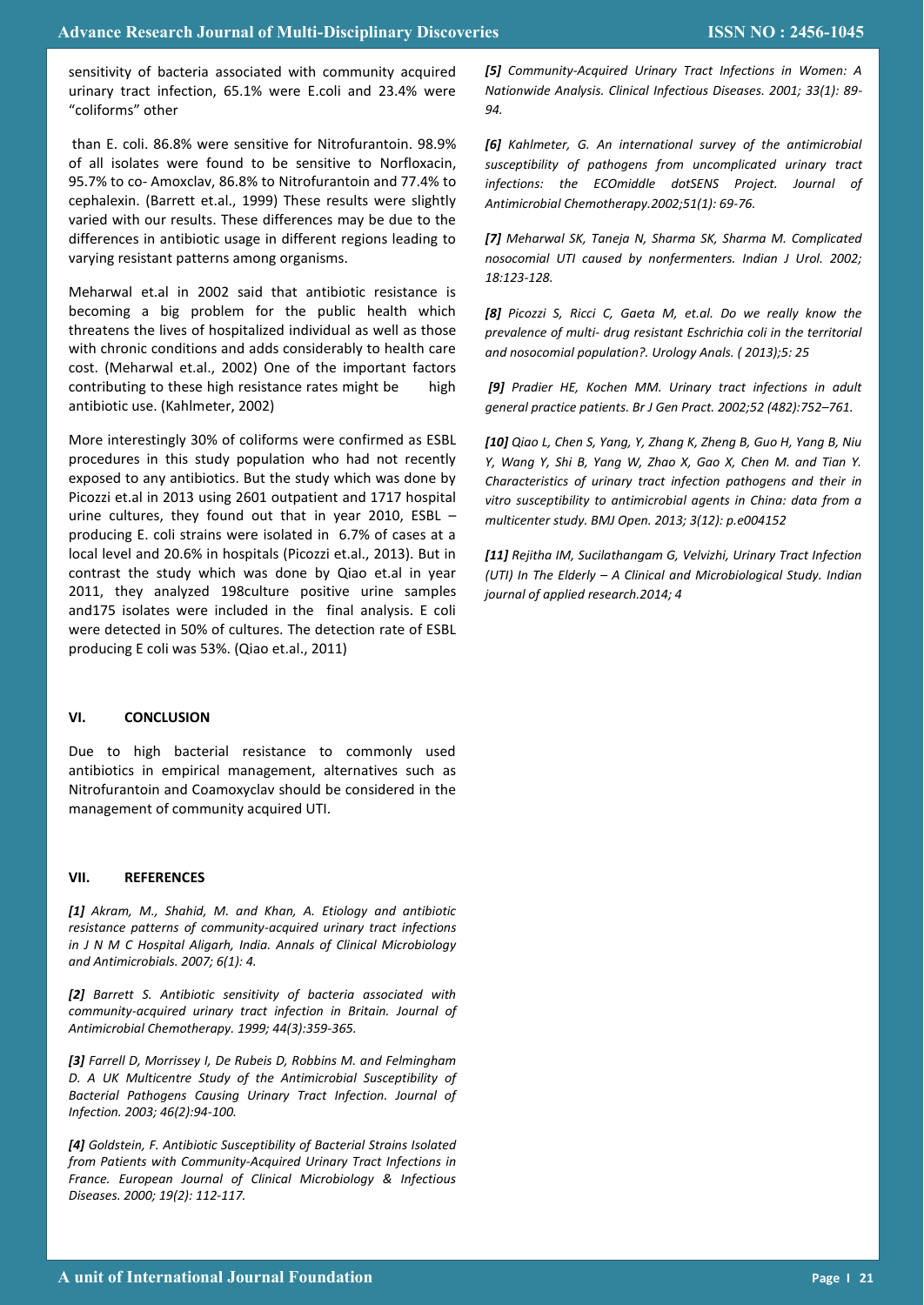sensitivity of bacteria associated with community acquired urinary tract infection, 65.1% were E.coli and 23.4% were "coliforms" other

than E. coli. 86.8% were sensitive for Nitrofurantoin. 98.9% of all isolates were found to be sensitive to Norfloxacin, 95.7% to co- Amoxclav, 86.8% to Nitrofurantoin and 77.4% to cephalexin. (Barrett et.al., 1999) These results were slightly varied with our results. These differences may be due to the differences in antibiotic usage in different regions leading to varying resistant patterns among organisms.

Meharwal et.al in 2002 said that antibiotic resistance is becoming a big problem for the public health which threatens the lives of hospitalized individual as well as those with chronic conditions and adds considerably to health care cost. (Meharwal et.al., 2002) One of the important factors contributing to these high resistance rates might be high antibiotic use. (Kahlmeter, 2002)

More interestingly 30% of coliforms were confirmed as ESBL procedures in this study population who had not recently exposed to any antibiotics. But the study which was done by Picozzi et.al in 2013 using 2601 outpatient and 1717 hospital urine cultures, they found out that in year 2010, ESBL – producing E. coli strains were isolated in 6.7% of cases at a local level and 20.6% in hospitals (Picozzi et.al., 2013). But in contrast the study which was done by Qiao et.al in year 2011, they analyzed 198culture positive urine samples and175 isolates were included in the final analysis. E coli were detected in 50% of cultures. The detection rate of ESBL producing E coli was 53%. (Qiao et.al., 2011)

## VI. CONCLUSION

Due to high bacterial resistance to commonly used antibiotics in empirical management, alternatives such as Nitrofurantoin and Coamoxyclav should be considered in the management of community acquired UTI.

## VII. REFERENCES

*[1] Akram, M., Shahid, M. and Khan, A. Etiology and antibiotic resistance patterns of community-acquired urinary tract infections in J N M C Hospital Aligarh, India. Annals of Clinical Microbiology and Antimicrobials. 2007; 6(1): 4.*

*[2] Barrett S. Antibiotic sensitivity of bacteria associated with community-acquired urinary tract infection in Britain. Journal of Antimicrobial Chemotherapy. 1999; 44(3):359-365.*

*[3] Farrell D, Morrissey I, De Rubeis D, Robbins M. and Felmingham D. A UK Multicentre Study of the Antimicrobial Susceptibility of Bacterial Pathogens Causing Urinary Tract Infection. Journal of Infection. 2003; 46(2):94-100.*

*[4] Goldstein, F. Antibiotic Susceptibility of Bacterial Strains Isolated from Patients with Community-Acquired Urinary Tract Infections in France. European Journal of Clinical Microbiology & Infectious Diseases. 2000; 19(2): 112-117.*

*[5] Community-Acquired Urinary Tract Infections in Women: A Nationwide Analysis. Clinical Infectious Diseases. 2001; 33(1): 89-94.*

*[6] Kahlmeter, G. An international survey of the antimicrobial susceptibility of pathogens from uncomplicated urinary tract infections: the ECOmiddle dotSENS Project. Journal of Antimicrobial Chemotherapy.2002;51(1): 69-76.*

*[7] Meharwal SK, Taneja N, Sharma SK, Sharma M. Complicated nosocomial UTI caused by nonfermenters. Indian J Urol. 2002; 18:123-128.*

*[8] Picozzi S, Ricci C, Gaeta M, et.al. Do we really know the prevalence of multi- drug resistant Eschrichia coli in the territorial and nosocomial population?. Urology Anals. ( 2013);5: 25*

*[9] Pradier HE, Kochen MM. Urinary tract infections in adult general practice patients. Br J Gen Pract. 2002;52 (482):752–761.*

*[10] Qiao L, Chen S, Yang, Y, Zhang K, Zheng B, Guo H, Yang B, Niu Y, Wang Y, Shi B, Yang W, Zhao X, Gao X, Chen M. and Tian Y. Characteristics of urinary tract infection pathogens and their in vitro susceptibility to antimicrobial agents in China: data from a multicenter study. BMJ Open. 2013; 3(12): p.e004152*

*[11] Rejitha IM, Sucilathangam G, Velvizhi, Urinary Tract Infection (UTI) In The Elderly – A Clinical and Microbiological Study. Indian journal of applied research.2014; 4*